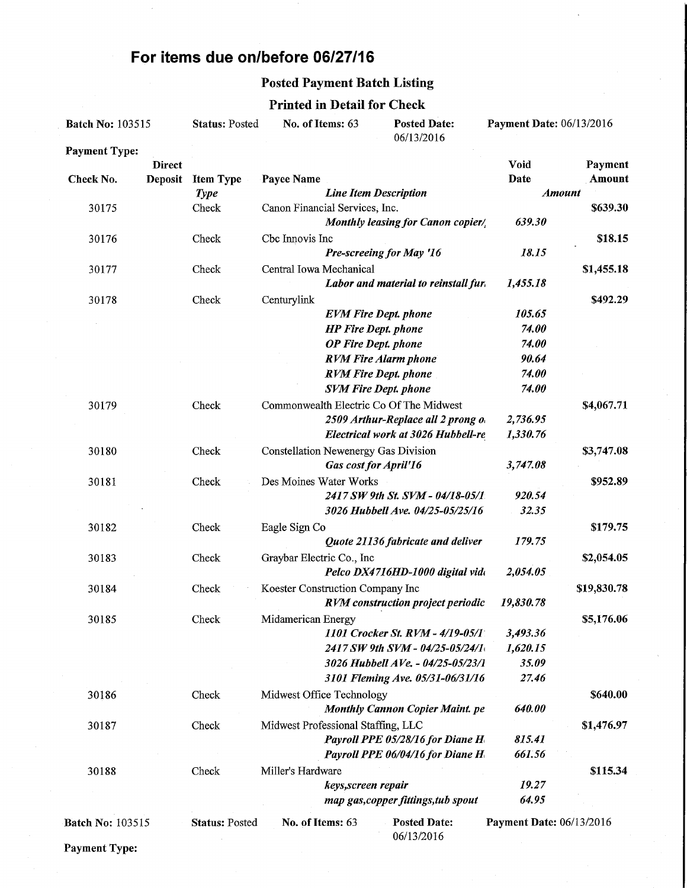# For items due on/before 06/27/16

## Posted Payment Batch Listing

### Printed in Detail for Check

**Batch No:** 103515 **Status:** Posted **No. of Items:** 63 **Posted Date:** 06/13/2016 **Payment Date:** 06/13/2016

**Payment Type:**

| Check No. | Direct Deposit | Item Type | Payee Name | Void Date | Payment Amount |
|---|---|---|---|---|---|
| | | *Type* | *Line Item Description* | *Amount* | |
| 30175 | | Check | Canon Financial Services, Inc. | | $639.30 |
| | | | *Monthly leasing for Canon copier/* | *639.30* | |
| 30176 | | Check | Cbc Innovis Inc | | $18.15 |
| | | | *Pre-screeing for May '16* | *18.15* | |
| 30177 | | Check | Central Iowa Mechanical | | $1,455.18 |
| | | | *Labor and material to reinstall fur* | *1,455.18* | |
| 30178 | | Check | Centurylink | | $492.29 |
| | | | *EVM Fire Dept. phone* | *105.65* | |
| | | | *HP Fire Dept. phone* | *74.00* | |
| | | | *OP Fire Dept. phone* | *74.00* | |
| | | | *RVM Fire Alarm phone* | *90.64* | |
| | | | *RVM Fire Dept. phone* | *74.00* | |
| | | | *SVM Fire Dept. phone* | *74.00* | |
| 30179 | | Check | Commonwealth Electric Co Of The Midwest | | $4,067.71 |
| | | | *2509 Arthur-Replace all 2 prong o* | *2,736.95* | |
| | | | *Electrical work at 3026 Hubbell-re* | *1,330.76* | |
| 30180 | | Check | Constellation Newenergy Gas Division | | $3,747.08 |
| | | | *Gas cost for April'16* | *3,747.08* | |
| 30181 | | Check | Des Moines Water Works | | $952.89 |
| | | | *2417 SW 9th St. SVM - 04/18-05/1* | *920.54* | |
| | | | *3026 Hubbell Ave. 04/25-05/25/16* | *32.35* | |
| 30182 | | Check | Eagle Sign Co | | $179.75 |
| | | | *Quote 21136 fabricate and deliver* | *179.75* | |
| 30183 | | Check | Graybar Electric Co., Inc | | $2,054.05 |
| | | | *Pelco DX4716HD-1000 digital vid* | *2,054.05* | |
| 30184 | | Check | Koester Construction Company Inc | | $19,830.78 |
| | | | *RVM construction project periodic* | *19,830.78* | |
| 30185 | | Check | Midamerican Energy | | $5,176.06 |
| | | | *1101 Crocker St. RVM - 4/19-05/1* | *3,493.36* | |
| | | | *2417 SW 9th SVM - 04/25-05/24/1* | *1,620.15* | |
| | | | *3026 Hubbell AVe. - 04/25-05/23/1* | *35.09* | |
| | | | *3101 Fleming Ave. 05/31-06/31/16* | *27.46* | |
| 30186 | | Check | Midwest Office Technology | | $640.00 |
| | | | *Monthly Cannon Copier Maint. pe* | *640.00* | |
| 30187 | | Check | Midwest Professional Staffing, LLC | | $1,476.97 |
| | | | *Payroll PPE 05/28/16 for Diane H* | *815.41* | |
| | | | *Payroll PPE 06/04/16 for Diane H* | *661.56* | |
| 30188 | | Check | Miller's Hardware | | $115.34 |
| | | | *keys,screen repair* | *19.27* | |
| | | | *map gas,copper fittings,tub spout* | *64.95* | |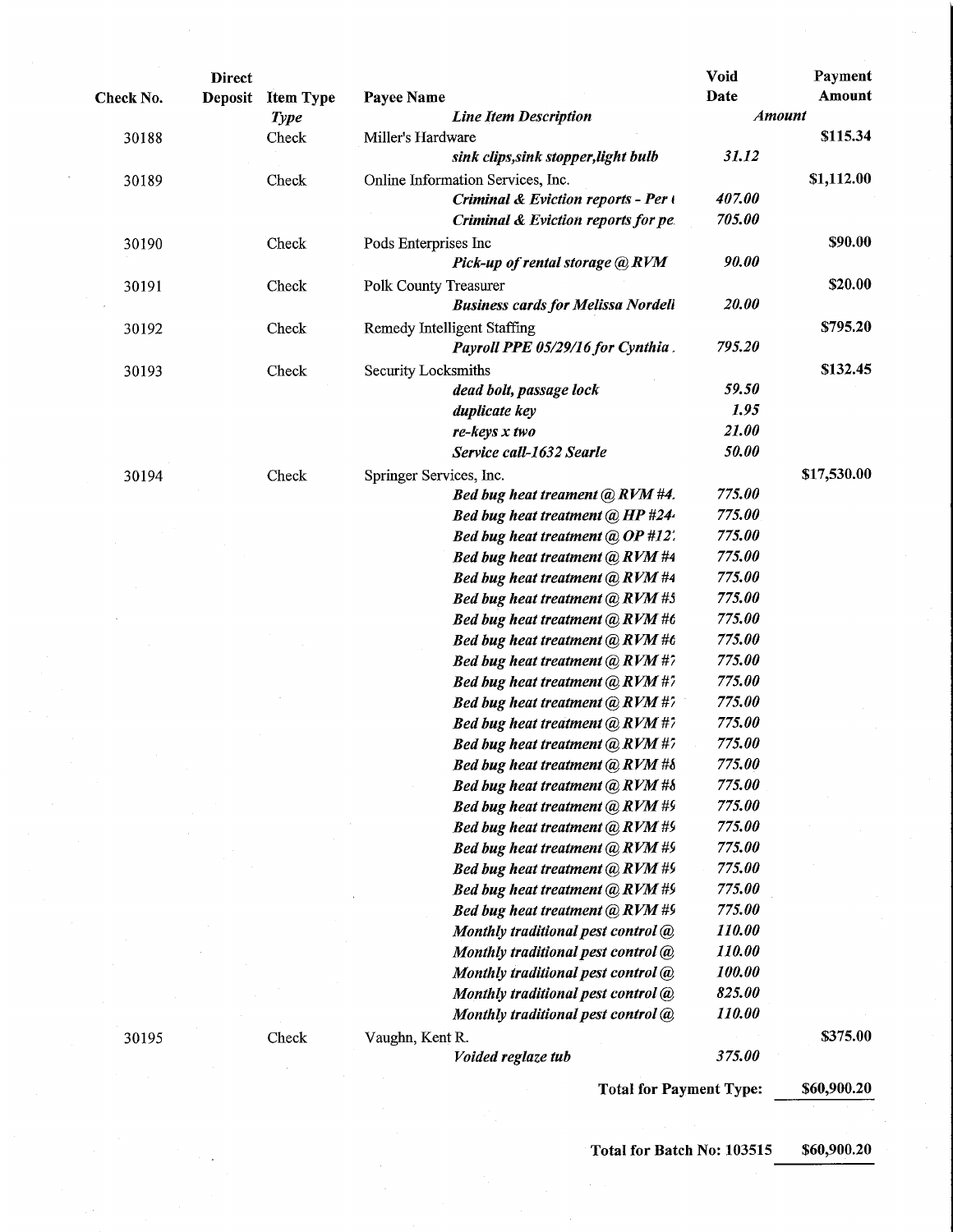| Check No. | Direct Deposit | Item Type<br>*Type* | Payee Name<br>*Line Item Description* | Void Date<br>*Amount* | Payment Amount |
|---|---|---|---|---|---|
| 30188 | | Check | Miller's Hardware | | $115.34 |
| | | | ***sink clips,sink stopper,light bulb*** | ***31.12*** | |
| 30189 | | Check | Online Information Services, Inc. | | $1,112.00 |
| | | | ***Criminal & Eviction reports - Per (*** | ***407.00*** | |
| | | | ***Criminal & Eviction reports for pe*** | ***705.00*** | |
| 30190 | | Check | Pods Enterprises Inc | | $90.00 |
| | | | ***Pick-up of rental storage @ RVM*** | ***90.00*** | |
| 30191 | | Check | Polk County Treasurer | | $20.00 |
| | | | ***Business cards for Melissa Nordell*** | ***20.00*** | |
| 30192 | | Check | Remedy Intelligent Staffing | | $795.20 |
| | | | ***Payroll PPE 05/29/16 for Cynthia*** | ***795.20*** | |
| 30193 | | Check | Security Locksmiths | | $132.45 |
| | | | ***dead bolt, passage lock*** | ***59.50*** | |
| | | | ***duplicate key*** | ***1.95*** | |
| | | | ***re-keys x two*** | ***21.00*** | |
| | | | ***Service call-1632 Searle*** | ***50.00*** | |
| 30194 | | Check | Springer Services, Inc. | | $17,530.00 |
| | | | ***Bed bug heat treament @ RVM #4.*** | ***775.00*** | |
| | | | ***Bed bug heat treatment @ HP #24*** | ***775.00*** | |
| | | | ***Bed bug heat treatment @ OP #12*** | ***775.00*** | |
| | | | ***Bed bug heat treatment @ RVM #4*** | ***775.00*** | |
| | | | ***Bed bug heat treatment @ RVM #4*** | ***775.00*** | |
| | | | ***Bed bug heat treatment @ RVM #5*** | ***775.00*** | |
| | | | ***Bed bug heat treatment @ RVM #6*** | ***775.00*** | |
| | | | ***Bed bug heat treatment @ RVM #6*** | ***775.00*** | |
| | | | ***Bed bug heat treatment @ RVM #7*** | ***775.00*** | |
| | | | ***Bed bug heat treatment @ RVM #7*** | ***775.00*** | |
| | | | ***Bed bug heat treatment @ RVM #7*** | ***775.00*** | |
| | | | ***Bed bug heat treatment @ RVM #7*** | ***775.00*** | |
| | | | ***Bed bug heat treatment @ RVM #7*** | ***775.00*** | |
| | | | ***Bed bug heat treatment @ RVM #8*** | ***775.00*** | |
| | | | ***Bed bug heat treatment @ RVM #8*** | ***775.00*** | |
| | | | ***Bed bug heat treatment @ RVM #9*** | ***775.00*** | |
| | | | ***Bed bug heat treatment @ RVM #9*** | ***775.00*** | |
| | | | ***Bed bug heat treatment @ RVM #9*** | ***775.00*** | |
| | | | ***Bed bug heat treatment @ RVM #9*** | ***775.00*** | |
| | | | ***Bed bug heat treatment @ RVM #9*** | ***775.00*** | |
| | | | ***Bed bug heat treatment @ RVM #9*** | ***775.00*** | |
| | | | ***Monthly traditional pest control @*** | ***110.00*** | |
| | | | ***Monthly traditional pest control @*** | ***110.00*** | |
| | | | ***Monthly traditional pest control @*** | ***100.00*** | |
| | | | ***Monthly traditional pest control @*** | ***825.00*** | |
| | | | ***Monthly traditional pest control @*** | ***110.00*** | |
| 30195 | | Check | Vaughn, Kent R. | | $375.00 |
| | | | ***Voided reglaze tub*** | ***375.00*** | |

**Total for Payment Type: $60,900.20**

**Total for Batch No: 103515 $60,900.20**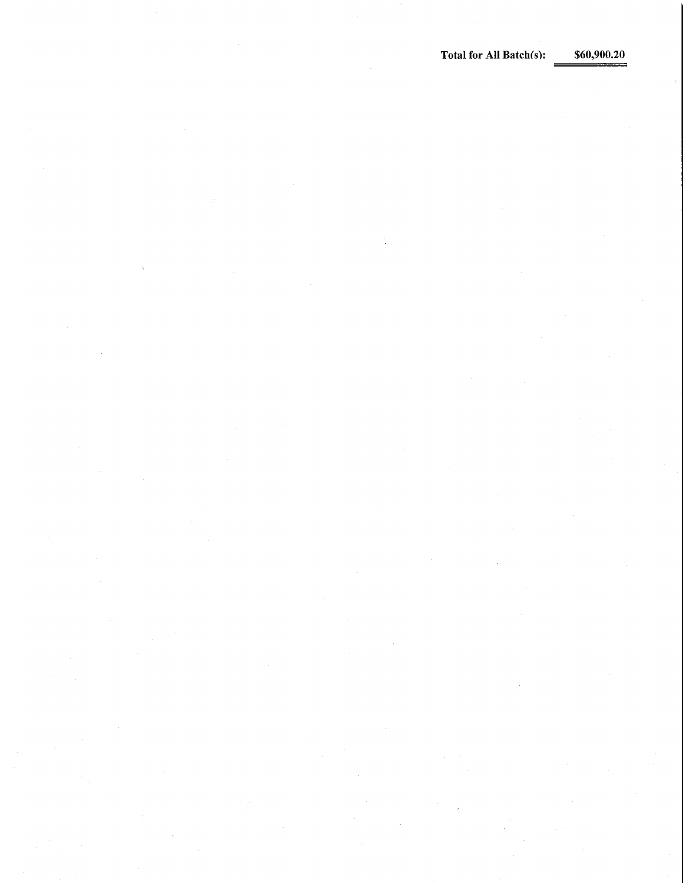**Total for All Batch(s):** **$60,900.20**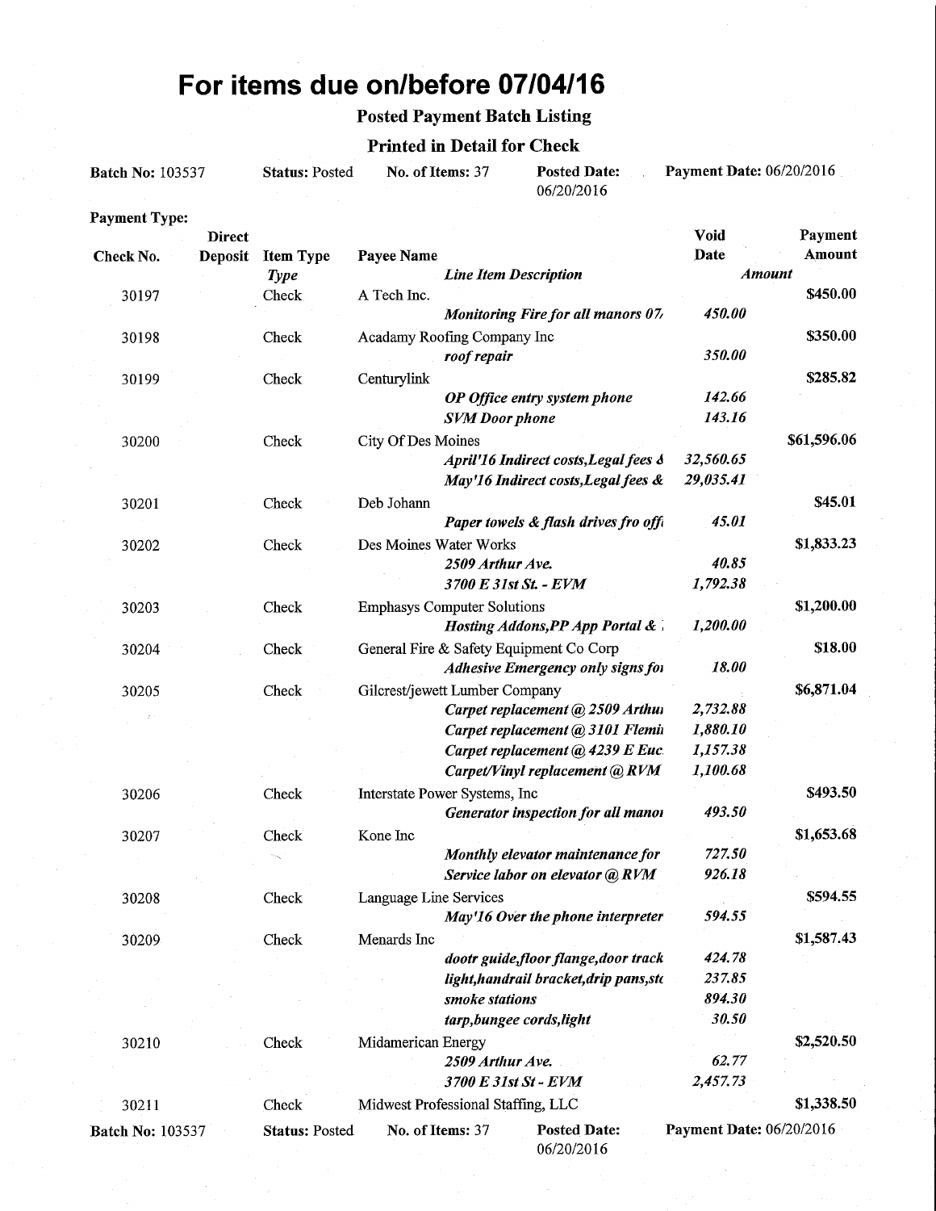# For items due on/before 07/04/16

**Posted Payment Batch Listing**

**Printed in Detail for Check**

**Batch No:** 103537 **Status:** Posted **No. of Items:** 37 **Posted Date:** 06/20/2016 **Payment Date:** 06/20/2016

**Payment Type:**

| Check No. | Direct Deposit | Item Type *Type* | Payee Name *Line Item Description* | Void Date *Amount* | Payment Amount |
|---|---|---|---|---|---|
| 30197 | | Check | A Tech Inc. | | $450.00 |
| | | | *Monitoring Fire for all manors 07* | *450.00* | |
| 30198 | | Check | Acadamy Roofing Company Inc | | $350.00 |
| | | | *roof repair* | *350.00* | |
| 30199 | | Check | Centurylink | | $285.82 |
| | | | *OP Office entry system phone* | *142.66* | |
| | | | *SVM Door phone* | *143.16* | |
| 30200 | | Check | City Of Des Moines | | $61,596.06 |
| | | | *April'16 Indirect costs,Legal fees &* | *32,560.65* | |
| | | | *May'16 Indirect costs,Legal fees &* | *29,035.41* | |
| 30201 | | Check | Deb Johann | | $45.01 |
| | | | *Paper towels & flash drives fro offi* | *45.01* | |
| 30202 | | Check | Des Moines Water Works | | $1,833.23 |
| | | | *2509 Arthur Ave.* | *40.85* | |
| | | | *3700 E 31st St. - EVM* | *1,792.38* | |
| 30203 | | Check | Emphasys Computer Solutions | | $1,200.00 |
| | | | *Hosting Addons,PP App Portal &* | *1,200.00* | |
| 30204 | | Check | General Fire & Safety Equipment Co Corp | | $18.00 |
| | | | *Adhesive Emergency only signs fo* | *18.00* | |
| 30205 | | Check | Gilcrest/jewett Lumber Company | | $6,871.04 |
| | | | *Carpet replacement @ 2509 Arthu* | *2,732.88* | |
| | | | *Carpet replacement @ 3101 Flemi* | *1,880.10* | |
| | | | *Carpet replacement @ 4239 E Euc* | *1,157.38* | |
| | | | *Carpet/Vinyl replacement @ RVM* | *1,100.68* | |
| 30206 | | Check | Interstate Power Systems, Inc | | $493.50 |
| | | | *Generator inspection for all mano* | *493.50* | |
| 30207 | | Check | Kone Inc | | $1,653.68 |
| | | | *Monthly elevator maintenance for* | *727.50* | |
| | | | *Service labor on elevator @ RVM* | *926.18* | |
| 30208 | | Check | Language Line Services | | $594.55 |
| | | | *May'16 Over the phone interpreter* | *594.55* | |
| 30209 | | Check | Menards Inc | | $1,587.43 |
| | | | *dootr guide,floor flange,door track* | *424.78* | |
| | | | *light,handrail bracket,drip pans,st* | *237.85* | |
| | | | *smoke stations* | *894.30* | |
| | | | *tarp,bungee cords,light* | *30.50* | |
| 30210 | | Check | Midamerican Energy | | $2,520.50 |
| | | | *2509 Arthur Ave.* | *62.77* | |
| | | | *3700 E 31st St - EVM* | *2,457.73* | |
| 30211 | | Check | Midwest Professional Staffing, LLC | | $1,338.50 |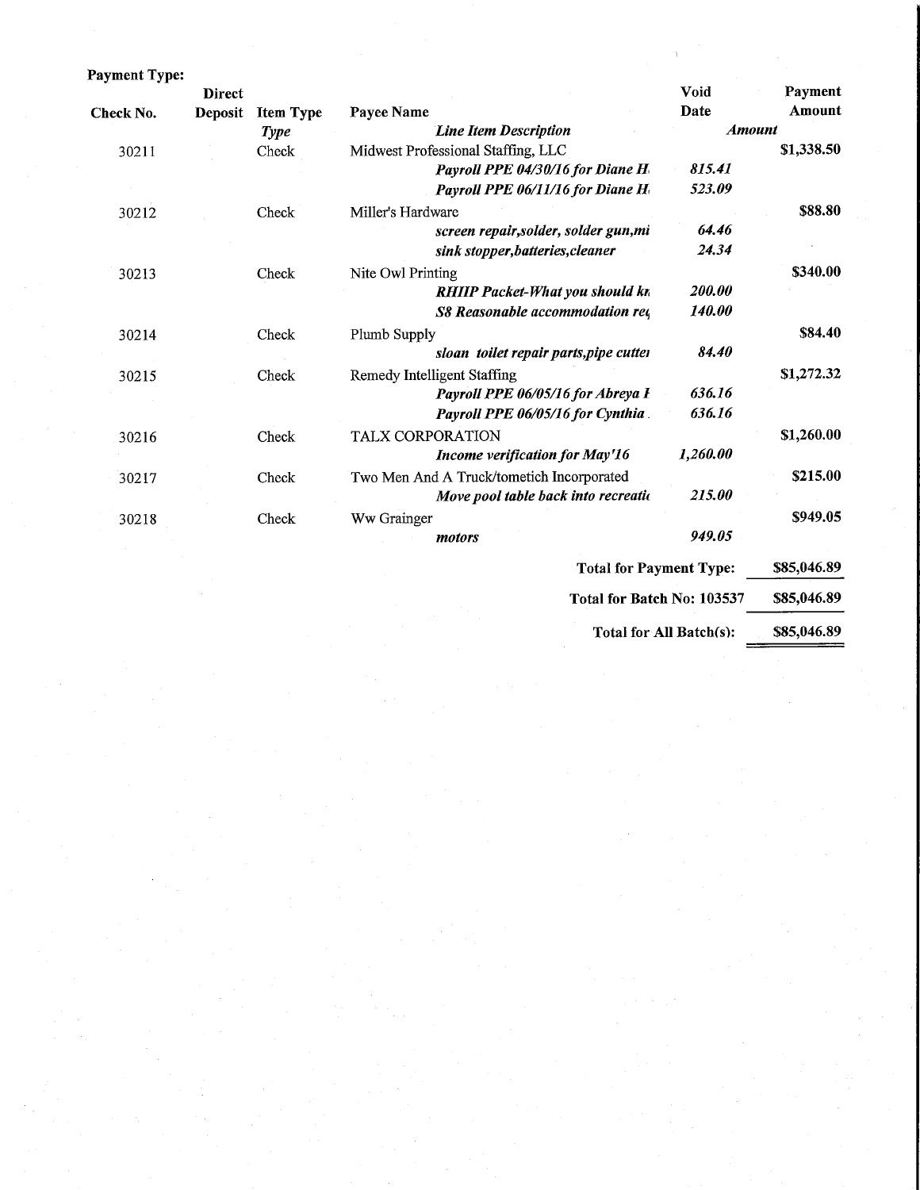**Payment Type:**

| Check No. | Direct Deposit | Item Type *Type* | Payee Name *Line Item Description* | Void Date *Amount* | Payment Amount |
|---|---|---|---|---|---|
| 30211 | | Check | Midwest Professional Staffing, LLC | | $1,338.50 |
| | | | ***Payroll PPE 04/30/16 for Diane H*** | ***815.41*** | |
| | | | ***Payroll PPE 06/11/16 for Diane H*** | ***523.09*** | |
| 30212 | | Check | Miller's Hardware | | $88.80 |
| | | | ***screen repair,solder, solder gun,mi*** | ***64.46*** | |
| | | | ***sink stopper,batteries,cleaner*** | ***24.34*** | |
| 30213 | | Check | Nite Owl Printing | | $340.00 |
| | | | ***RHIIP Packet-What you should kn*** | ***200.00*** | |
| | | | ***S8 Reasonable accommodation req*** | ***140.00*** | |
| 30214 | | Check | Plumb Supply | | $84.40 |
| | | | ***sloan toilet repair parts,pipe cutter*** | ***84.40*** | |
| 30215 | | Check | Remedy Intelligent Staffing | | $1,272.32 |
| | | | ***Payroll PPE 06/05/16 for Abreya I*** | ***636.16*** | |
| | | | ***Payroll PPE 06/05/16 for Cynthia*** | ***636.16*** | |
| 30216 | | Check | TALX CORPORATION | | $1,260.00 |
| | | | ***Income verification for May'16*** | ***1,260.00*** | |
| 30217 | | Check | Two Men And A Truck/tometich Incorporated | | $215.00 |
| | | | ***Move pool table back into recreatio*** | ***215.00*** | |
| 30218 | | Check | Ww Grainger | | $949.05 |
| | | | ***motors*** | ***949.05*** | |

**Total for Payment Type:** $85,046.89

**Total for Batch No: 103537** $85,046.89

**Total for All Batch(s):** $85,046.89